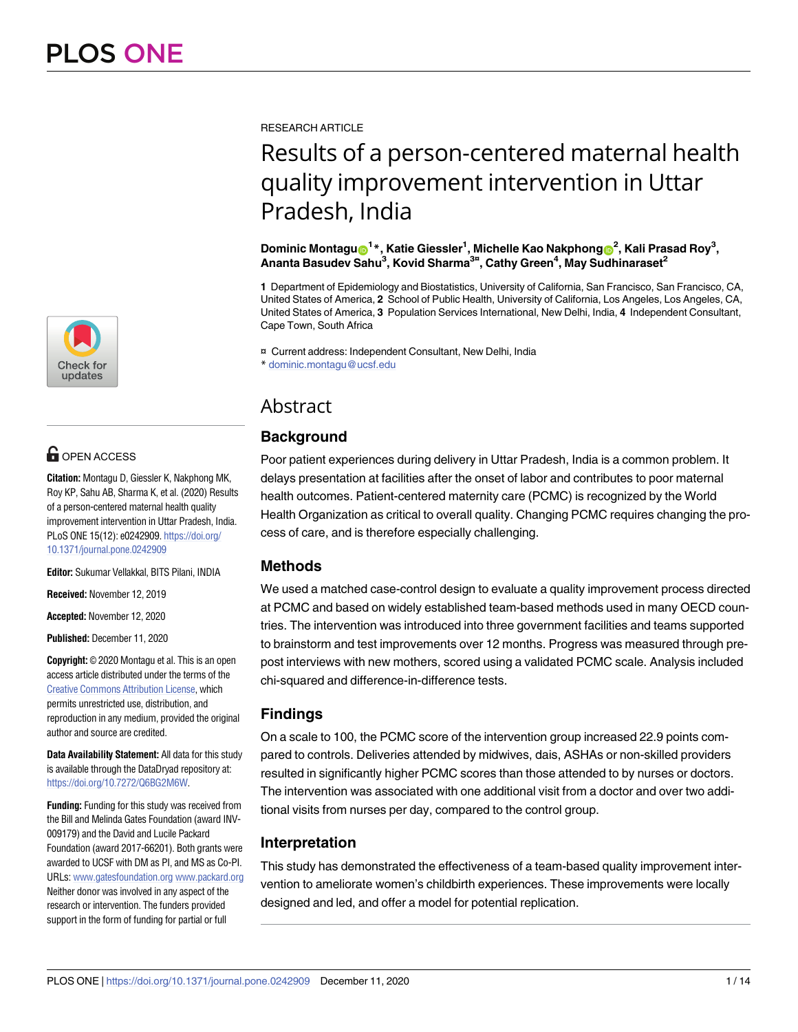RESEARCH ARTICLE

# Results of a person-centered maternal health quality improvement intervention in Uttar Pradesh, India

**Dominic Montagu[1]*, Katie Giessler[1], Michelle Kao Nakphong[2], Kali Prasad Roy[3], Ananta Basudev Sahu[3], Kovid Sharma[3¤], Cathy Green[4], May Sudhinaraset[2]**

**1** Department of Epidemiology and Biostatistics, University of California, San Francisco, San Francisco, CA, United States of America, **2** School of Public Health, University of California, Los Angeles, Los Angeles, CA, United States of America, **3** Population Services International, New Delhi, India, **4** Independent Consultant, Cape Town, South Africa

¤ Current address: Independent Consultant, New Delhi, India
* dominic.montagu@ucsf.edu

## Abstract

### Background

Poor patient experiences during delivery in Uttar Pradesh, India is a common problem. It delays presentation at facilities after the onset of labor and contributes to poor maternal health outcomes. Patient-centered maternity care (PCMC) is recognized by the World Health Organization as critical to overall quality. Changing PCMC requires changing the process of care, and is therefore especially challenging.

### Methods

We used a matched case-control design to evaluate a quality improvement process directed at PCMC and based on widely established team-based methods used in many OECD countries. The intervention was introduced into three government facilities and teams supported to brainstorm and test improvements over 12 months. Progress was measured through pre-post interviews with new mothers, scored using a validated PCMC scale. Analysis included chi-squared and difference-in-difference tests.

### Findings

On a scale to 100, the PCMC score of the intervention group increased 22.9 points compared to controls. Deliveries attended by midwives, dais, ASHAs or non-skilled providers resulted in significantly higher PCMC scores than those attended to by nurses or doctors. The intervention was associated with one additional visit from a doctor and over two additional visits from nurses per day, compared to the control group.

### Interpretation

This study has demonstrated the effectiveness of a team-based quality improvement intervention to ameliorate women's childbirth experiences. These improvements were locally designed and led, and offer a model for potential replication.

OPEN ACCESS

**Citation:** Montagu D, Giessler K, Nakphong MK, Roy KP, Sahu AB, Sharma K, et al. (2020) Results of a person-centered maternal health quality improvement intervention in Uttar Pradesh, India. PLoS ONE 15(12): e0242909. https://doi.org/10.1371/journal.pone.0242909

**Editor:** Sukumar Vellakkal, BITS Pilani, INDIA

**Received:** November 12, 2019

**Accepted:** November 12, 2020

**Published:** December 11, 2020

**Copyright:** © 2020 Montagu et al. This is an open access article distributed under the terms of the Creative Commons Attribution License, which permits unrestricted use, distribution, and reproduction in any medium, provided the original author and source are credited.

**Data Availability Statement:** All data for this study is available through the DataDryad repository at: https://doi.org/10.7272/Q6BG2M6W.

**Funding:** Funding for this study was received from the Bill and Melinda Gates Foundation (award INV-009179) and the David and Lucile Packard Foundation (award 2017-66201). Both grants were awarded to UCSF with DM as PI, and MS as Co-PI. URLs: www.gatesfoundation.org www.packard.org Neither donor was involved in any aspect of the research or intervention. The funders provided support in the form of funding for partial or full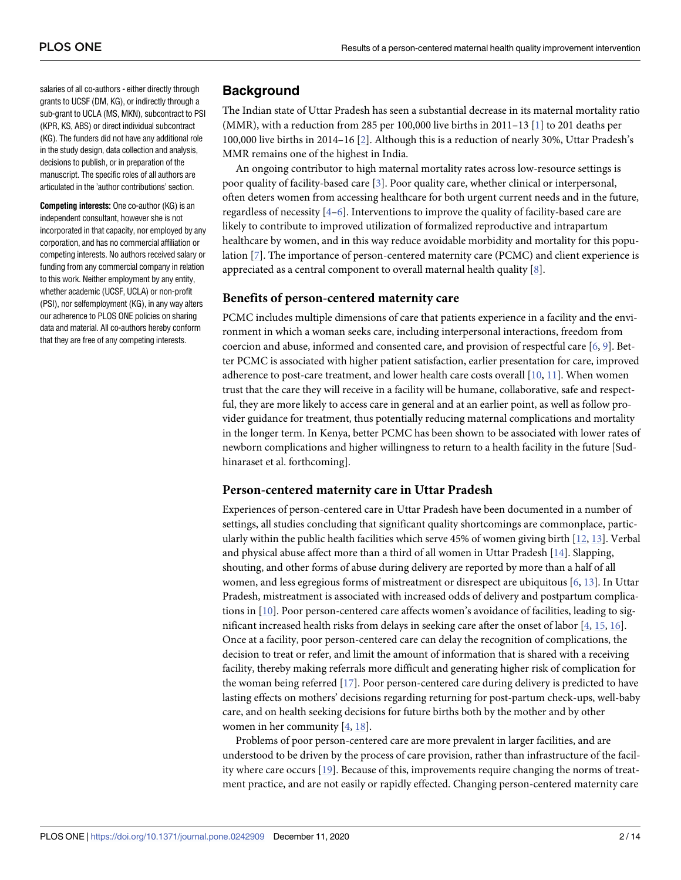salaries of all co-authors - either directly through grants to UCSF (DM, KG), or indirectly through a sub-grant to UCLA (MS, MKN), subcontract to PSI (KPR, KS, ABS) or direct individual subcontract (KG). The funders did not have any additional role in the study design, data collection and analysis, decisions to publish, or in preparation of the manuscript. The specific roles of all authors are articulated in the 'author contributions' section.

**Competing interests:** One co-author (KG) is an independent consultant, however she is not incorporated in that capacity, nor employed by any corporation, and has no commercial affiliation or competing interests. No authors received salary or funding from any commercial company in relation to this work. Neither employment by any entity, whether academic (UCSF, UCLA) or non-profit (PSI), nor selfemployment (KG), in any way alters our adherence to PLOS ONE policies on sharing data and material. All co-authors hereby conform that they are free of any competing interests.

## Background

The Indian state of Uttar Pradesh has seen a substantial decrease in its maternal mortality ratio (MMR), with a reduction from 285 per 100,000 live births in 2011–13 [1] to 201 deaths per 100,000 live births in 2014–16 [2]. Although this is a reduction of nearly 30%, Uttar Pradesh's MMR remains one of the highest in India.

An ongoing contributor to high maternal mortality rates across low-resource settings is poor quality of facility-based care [3]. Poor quality care, whether clinical or interpersonal, often deters women from accessing healthcare for both urgent current needs and in the future, regardless of necessity [4–6]. Interventions to improve the quality of facility-based care are likely to contribute to improved utilization of formalized reproductive and intrapartum healthcare by women, and in this way reduce avoidable morbidity and mortality for this population [7]. The importance of person-centered maternity care (PCMC) and client experience is appreciated as a central component to overall maternal health quality [8].

### Benefits of person-centered maternity care

PCMC includes multiple dimensions of care that patients experience in a facility and the environment in which a woman seeks care, including interpersonal interactions, freedom from coercion and abuse, informed and consented care, and provision of respectful care [6, 9]. Better PCMC is associated with higher patient satisfaction, earlier presentation for care, improved adherence to post-care treatment, and lower health care costs overall [10, 11]. When women trust that the care they will receive in a facility will be humane, collaborative, safe and respectful, they are more likely to access care in general and at an earlier point, as well as follow provider guidance for treatment, thus potentially reducing maternal complications and mortality in the longer term. In Kenya, better PCMC has been shown to be associated with lower rates of newborn complications and higher willingness to return to a health facility in the future [Sudhinaraset et al. forthcoming].

### Person-centered maternity care in Uttar Pradesh

Experiences of person-centered care in Uttar Pradesh have been documented in a number of settings, all studies concluding that significant quality shortcomings are commonplace, particularly within the public health facilities which serve 45% of women giving birth [12, 13]. Verbal and physical abuse affect more than a third of all women in Uttar Pradesh [14]. Slapping, shouting, and other forms of abuse during delivery are reported by more than a half of all women, and less egregious forms of mistreatment or disrespect are ubiquitous [6, 13]. In Uttar Pradesh, mistreatment is associated with increased odds of delivery and postpartum complications in [10]. Poor person-centered care affects women's avoidance of facilities, leading to significant increased health risks from delays in seeking care after the onset of labor [4, 15, 16]. Once at a facility, poor person-centered care can delay the recognition of complications, the decision to treat or refer, and limit the amount of information that is shared with a receiving facility, thereby making referrals more difficult and generating higher risk of complication for the woman being referred [17]. Poor person-centered care during delivery is predicted to have lasting effects on mothers' decisions regarding returning for post-partum check-ups, well-baby care, and on health seeking decisions for future births both by the mother and by other women in her community [4, 18].

Problems of poor person-centered care are more prevalent in larger facilities, and are understood to be driven by the process of care provision, rather than infrastructure of the facility where care occurs [19]. Because of this, improvements require changing the norms of treatment practice, and are not easily or rapidly effected. Changing person-centered maternity care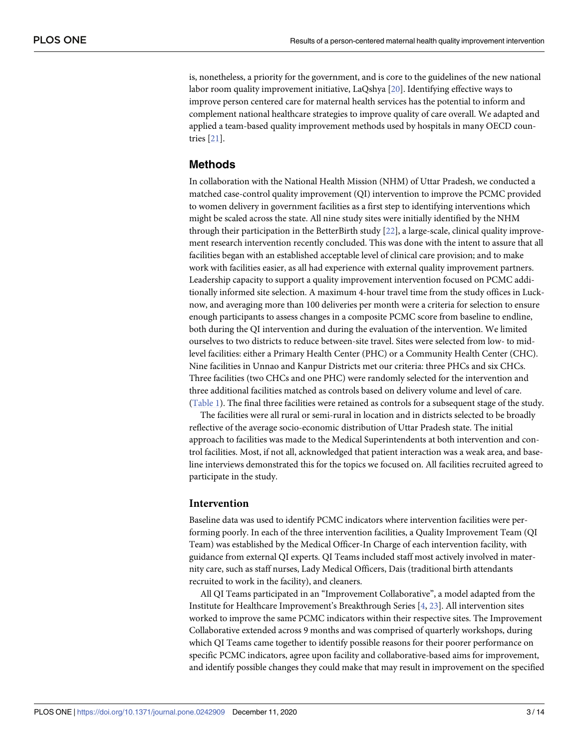is, nonetheless, a priority for the government, and is core to the guidelines of the new national labor room quality improvement initiative, LaQshya [20]. Identifying effective ways to improve person centered care for maternal health services has the potential to inform and complement national healthcare strategies to improve quality of care overall. We adapted and applied a team-based quality improvement methods used by hospitals in many OECD countries [21].

## Methods

In collaboration with the National Health Mission (NHM) of Uttar Pradesh, we conducted a matched case-control quality improvement (QI) intervention to improve the PCMC provided to women delivery in government facilities as a first step to identifying interventions which might be scaled across the state. All nine study sites were initially identified by the NHM through their participation in the BetterBirth study [22], a large-scale, clinical quality improvement research intervention recently concluded. This was done with the intent to assure that all facilities began with an established acceptable level of clinical care provision; and to make work with facilities easier, as all had experience with external quality improvement partners. Leadership capacity to support a quality improvement intervention focused on PCMC additionally informed site selection. A maximum 4-hour travel time from the study offices in Lucknow, and averaging more than 100 deliveries per month were a criteria for selection to ensure enough participants to assess changes in a composite PCMC score from baseline to endline, both during the QI intervention and during the evaluation of the intervention. We limited ourselves to two districts to reduce between-site travel. Sites were selected from low- to mid-level facilities: either a Primary Health Center (PHC) or a Community Health Center (CHC). Nine facilities in Unnao and Kanpur Districts met our criteria: three PHCs and six CHCs. Three facilities (two CHCs and one PHC) were randomly selected for the intervention and three additional facilities matched as controls based on delivery volume and level of care. (Table 1). The final three facilities were retained as controls for a subsequent stage of the study.

The facilities were all rural or semi-rural in location and in districts selected to be broadly reflective of the average socio-economic distribution of Uttar Pradesh state. The initial approach to facilities was made to the Medical Superintendents at both intervention and control facilities. Most, if not all, acknowledged that patient interaction was a weak area, and baseline interviews demonstrated this for the topics we focused on. All facilities recruited agreed to participate in the study.

### Intervention

Baseline data was used to identify PCMC indicators where intervention facilities were performing poorly. In each of the three intervention facilities, a Quality Improvement Team (QI Team) was established by the Medical Officer-In Charge of each intervention facility, with guidance from external QI experts. QI Teams included staff most actively involved in maternity care, such as staff nurses, Lady Medical Officers, Dais (traditional birth attendants recruited to work in the facility), and cleaners.

All QI Teams participated in an "Improvement Collaborative", a model adapted from the Institute for Healthcare Improvement's Breakthrough Series [4, 23]. All intervention sites worked to improve the same PCMC indicators within their respective sites. The Improvement Collaborative extended across 9 months and was comprised of quarterly workshops, during which QI Teams came together to identify possible reasons for their poorer performance on specific PCMC indicators, agree upon facility and collaborative-based aims for improvement, and identify possible changes they could make that may result in improvement on the specified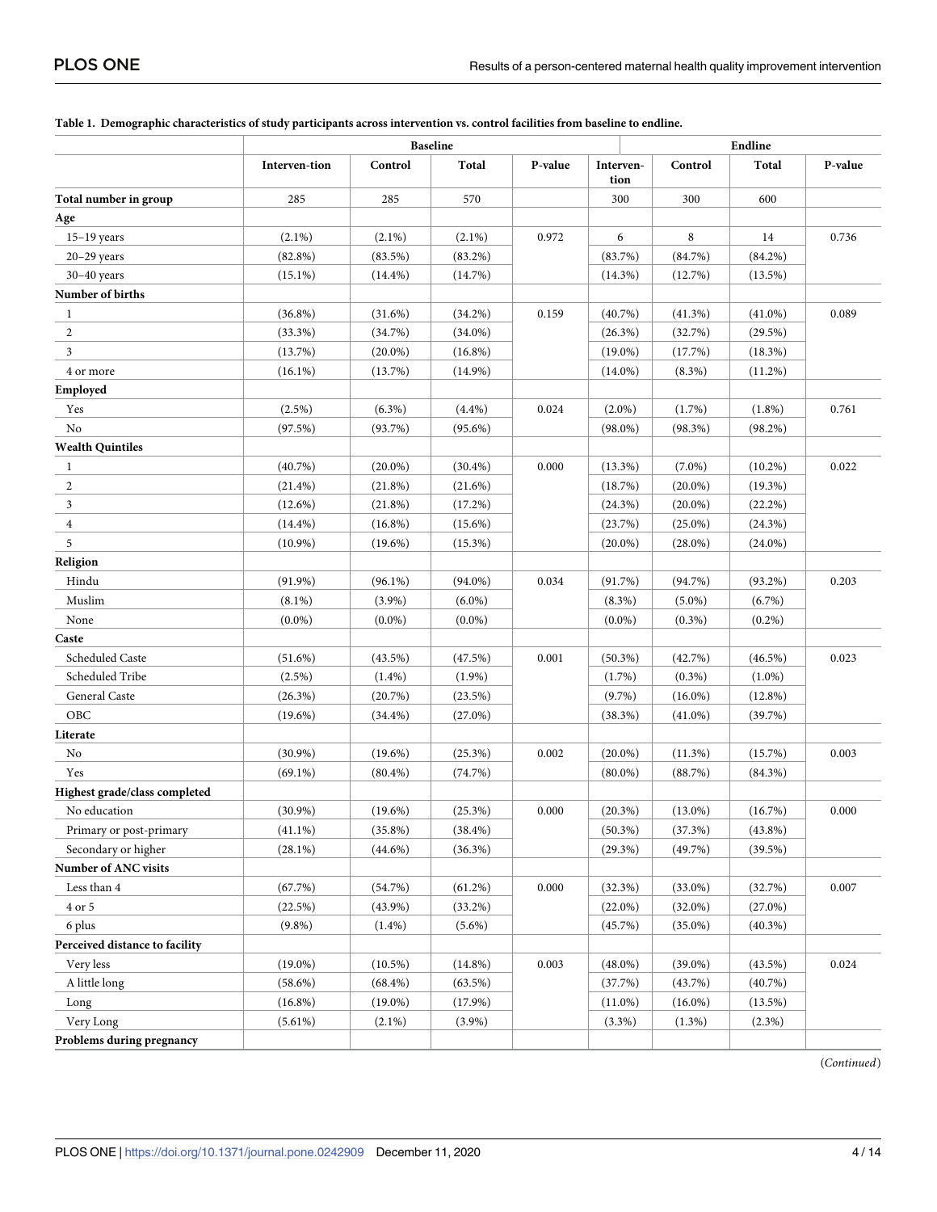**Table 1. Demographic characteristics of study participants across intervention vs. control facilities from baseline to endline.**

| | Baseline | | | | Endline | | | |
|---|---|---|---|---|---|---|---|---|
| | Interven-tion | Control | Total | P-value | Interven-tion | Control | Total | P-value |
| **Total number in group** | 285 | 285 | 570 | | 300 | 300 | 600 | |
| **Age** | | | | | | | | |
| 15–19 years | (2.1%) | (2.1%) | (2.1%) | 0.972 | 6 | 8 | 14 | 0.736 |
| 20–29 years | (82.8%) | (83.5%) | (83.2%) | | (83.7%) | (84.7%) | (84.2%) | |
| 30–40 years | (15.1%) | (14.4%) | (14.7%) | | (14.3%) | (12.7%) | (13.5%) | |
| **Number of births** | | | | | | | | |
| 1 | (36.8%) | (31.6%) | (34.2%) | 0.159 | (40.7%) | (41.3%) | (41.0%) | 0.089 |
| 2 | (33.3%) | (34.7%) | (34.0%) | | (26.3%) | (32.7%) | (29.5%) | |
| 3 | (13.7%) | (20.0%) | (16.8%) | | (19.0%) | (17.7%) | (18.3%) | |
| 4 or more | (16.1%) | (13.7%) | (14.9%) | | (14.0%) | (8.3%) | (11.2%) | |
| **Employed** | | | | | | | | |
| Yes | (2.5%) | (6.3%) | (4.4%) | 0.024 | (2.0%) | (1.7%) | (1.8%) | 0.761 |
| No | (97.5%) | (93.7%) | (95.6%) | | (98.0%) | (98.3%) | (98.2%) | |
| **Wealth Quintiles** | | | | | | | | |
| 1 | (40.7%) | (20.0%) | (30.4%) | 0.000 | (13.3%) | (7.0%) | (10.2%) | 0.022 |
| 2 | (21.4%) | (21.8%) | (21.6%) | | (18.7%) | (20.0%) | (19.3%) | |
| 3 | (12.6%) | (21.8%) | (17.2%) | | (24.3%) | (20.0%) | (22.2%) | |
| 4 | (14.4%) | (16.8%) | (15.6%) | | (23.7%) | (25.0%) | (24.3%) | |
| 5 | (10.9%) | (19.6%) | (15.3%) | | (20.0%) | (28.0%) | (24.0%) | |
| **Religion** | | | | | | | | |
| Hindu | (91.9%) | (96.1%) | (94.0%) | 0.034 | (91.7%) | (94.7%) | (93.2%) | 0.203 |
| Muslim | (8.1%) | (3.9%) | (6.0%) | | (8.3%) | (5.0%) | (6.7%) | |
| None | (0.0%) | (0.0%) | (0.0%) | | (0.0%) | (0.3%) | (0.2%) | |
| **Caste** | | | | | | | | |
| Scheduled Caste | (51.6%) | (43.5%) | (47.5%) | 0.001 | (50.3%) | (42.7%) | (46.5%) | 0.023 |
| Scheduled Tribe | (2.5%) | (1.4%) | (1.9%) | | (1.7%) | (0.3%) | (1.0%) | |
| General Caste | (26.3%) | (20.7%) | (23.5%) | | (9.7%) | (16.0%) | (12.8%) | |
| OBC | (19.6%) | (34.4%) | (27.0%) | | (38.3%) | (41.0%) | (39.7%) | |
| **Literate** | | | | | | | | |
| No | (30.9%) | (19.6%) | (25.3%) | 0.002 | (20.0%) | (11.3%) | (15.7%) | 0.003 |
| Yes | (69.1%) | (80.4%) | (74.7%) | | (80.0%) | (88.7%) | (84.3%) | |
| **Highest grade/class completed** | | | | | | | | |
| No education | (30.9%) | (19.6%) | (25.3%) | 0.000 | (20.3%) | (13.0%) | (16.7%) | 0.000 |
| Primary or post-primary | (41.1%) | (35.8%) | (38.4%) | | (50.3%) | (37.3%) | (43.8%) | |
| Secondary or higher | (28.1%) | (44.6%) | (36.3%) | | (29.3%) | (49.7%) | (39.5%) | |
| **Number of ANC visits** | | | | | | | | |
| Less than 4 | (67.7%) | (54.7%) | (61.2%) | 0.000 | (32.3%) | (33.0%) | (32.7%) | 0.007 |
| 4 or 5 | (22.5%) | (43.9%) | (33.2%) | | (22.0%) | (32.0%) | (27.0%) | |
| 6 plus | (9.8%) | (1.4%) | (5.6%) | | (45.7%) | (35.0%) | (40.3%) | |
| **Perceived distance to facility** | | | | | | | | |
| Very less | (19.0%) | (10.5%) | (14.8%) | 0.003 | (48.0%) | (39.0%) | (43.5%) | 0.024 |
| A little long | (58.6%) | (68.4%) | (63.5%) | | (37.7%) | (43.7%) | (40.7%) | |
| Long | (16.8%) | (19.0%) | (17.9%) | | (11.0%) | (16.0%) | (13.5%) | |
| Very Long | (5.61%) | (2.1%) | (3.9%) | | (3.3%) | (1.3%) | (2.3%) | |
| **Problems during pregnancy** | | | | | | | | |

(*Continued*)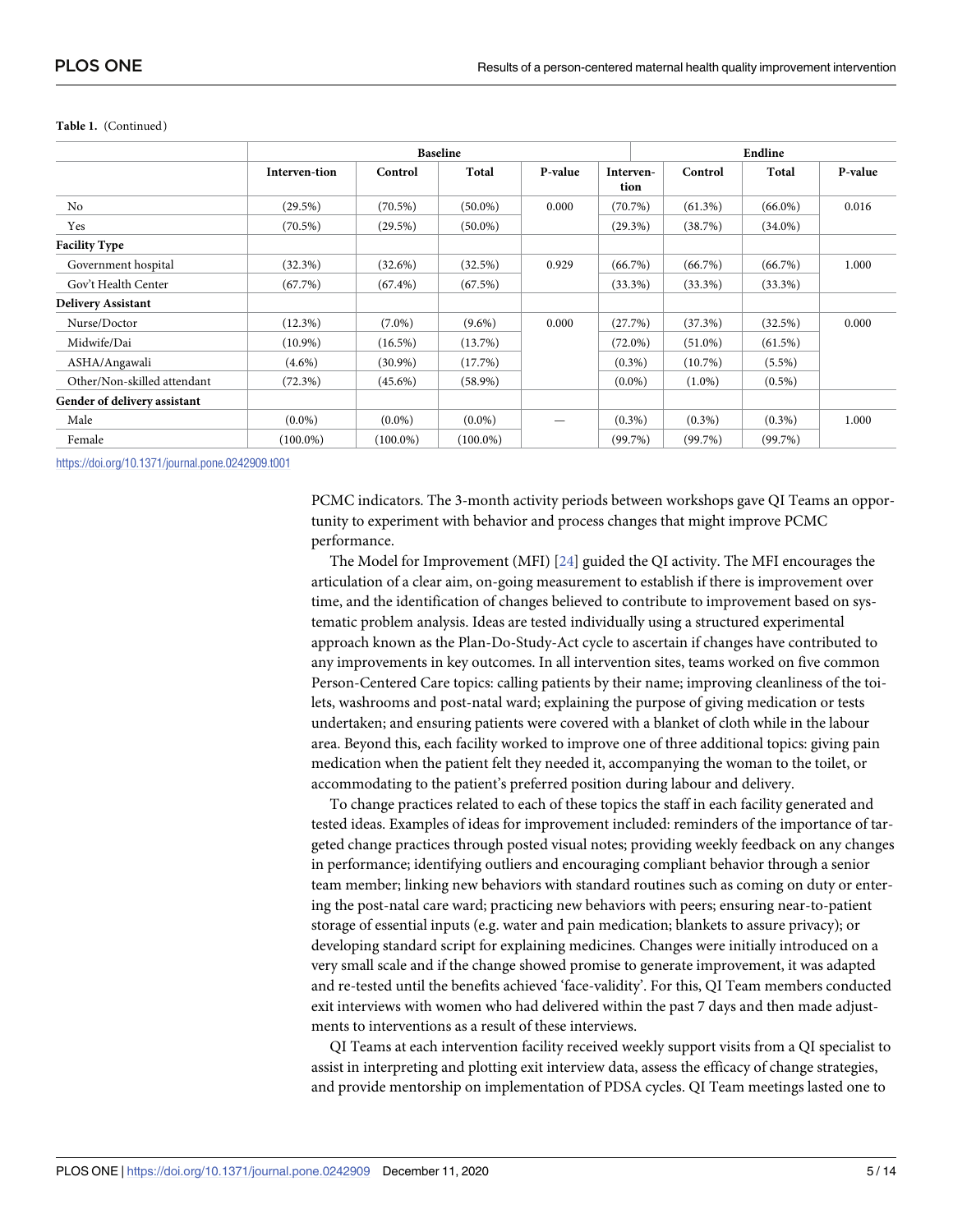**Table 1.** (Continued)

| | Baseline | | | | Endline | | | |
|---|---|---|---|---|---|---|---|---|
| | Interven-tion | Control | Total | P-value | Interven-tion | Control | Total | P-value |
| No | (29.5%) | (70.5%) | (50.0%) | 0.000 | (70.7%) | (61.3%) | (66.0%) | 0.016 |
| Yes | (70.5%) | (29.5%) | (50.0%) | | (29.3%) | (38.7%) | (34.0%) | |
| **Facility Type** | | | | | | | | |
| Government hospital | (32.3%) | (32.6%) | (32.5%) | 0.929 | (66.7%) | (66.7%) | (66.7%) | 1.000 |
| Gov't Health Center | (67.7%) | (67.4%) | (67.5%) | | (33.3%) | (33.3%) | (33.3%) | |
| **Delivery Assistant** | | | | | | | | |
| Nurse/Doctor | (12.3%) | (7.0%) | (9.6%) | 0.000 | (27.7%) | (37.3%) | (32.5%) | 0.000 |
| Midwife/Dai | (10.9%) | (16.5%) | (13.7%) | | (72.0%) | (51.0%) | (61.5%) | |
| ASHA/Angawali | (4.6%) | (30.9%) | (17.7%) | | (0.3%) | (10.7%) | (5.5%) | |
| Other/Non-skilled attendant | (72.3%) | (45.6%) | (58.9%) | | (0.0%) | (1.0%) | (0.5%) | |
| **Gender of delivery assistant** | | | | | | | | |
| Male | (0.0%) | (0.0%) | (0.0%) | — | (0.3%) | (0.3%) | (0.3%) | 1.000 |
| Female | (100.0%) | (100.0%) | (100.0%) | | (99.7%) | (99.7%) | (99.7%) | |

https://doi.org/10.1371/journal.pone.0242909.t001

PCMC indicators. The 3-month activity periods between workshops gave QI Teams an opportunity to experiment with behavior and process changes that might improve PCMC performance.

The Model for Improvement (MFI) [24] guided the QI activity. The MFI encourages the articulation of a clear aim, on-going measurement to establish if there is improvement over time, and the identification of changes believed to contribute to improvement based on systematic problem analysis. Ideas are tested individually using a structured experimental approach known as the Plan-Do-Study-Act cycle to ascertain if changes have contributed to any improvements in key outcomes. In all intervention sites, teams worked on five common Person-Centered Care topics: calling patients by their name; improving cleanliness of the toilets, washrooms and post-natal ward; explaining the purpose of giving medication or tests undertaken; and ensuring patients were covered with a blanket of cloth while in the labour area. Beyond this, each facility worked to improve one of three additional topics: giving pain medication when the patient felt they needed it, accompanying the woman to the toilet, or accommodating to the patient's preferred position during labour and delivery.

To change practices related to each of these topics the staff in each facility generated and tested ideas. Examples of ideas for improvement included: reminders of the importance of targeted change practices through posted visual notes; providing weekly feedback on any changes in performance; identifying outliers and encouraging compliant behavior through a senior team member; linking new behaviors with standard routines such as coming on duty or entering the post-natal care ward; practicing new behaviors with peers; ensuring near-to-patient storage of essential inputs (e.g. water and pain medication; blankets to assure privacy); or developing standard script for explaining medicines. Changes were initially introduced on a very small scale and if the change showed promise to generate improvement, it was adapted and re-tested until the benefits achieved 'face-validity'. For this, QI Team members conducted exit interviews with women who had delivered within the past 7 days and then made adjustments to interventions as a result of these interviews.

QI Teams at each intervention facility received weekly support visits from a QI specialist to assist in interpreting and plotting exit interview data, assess the efficacy of change strategies, and provide mentorship on implementation of PDSA cycles. QI Team meetings lasted one to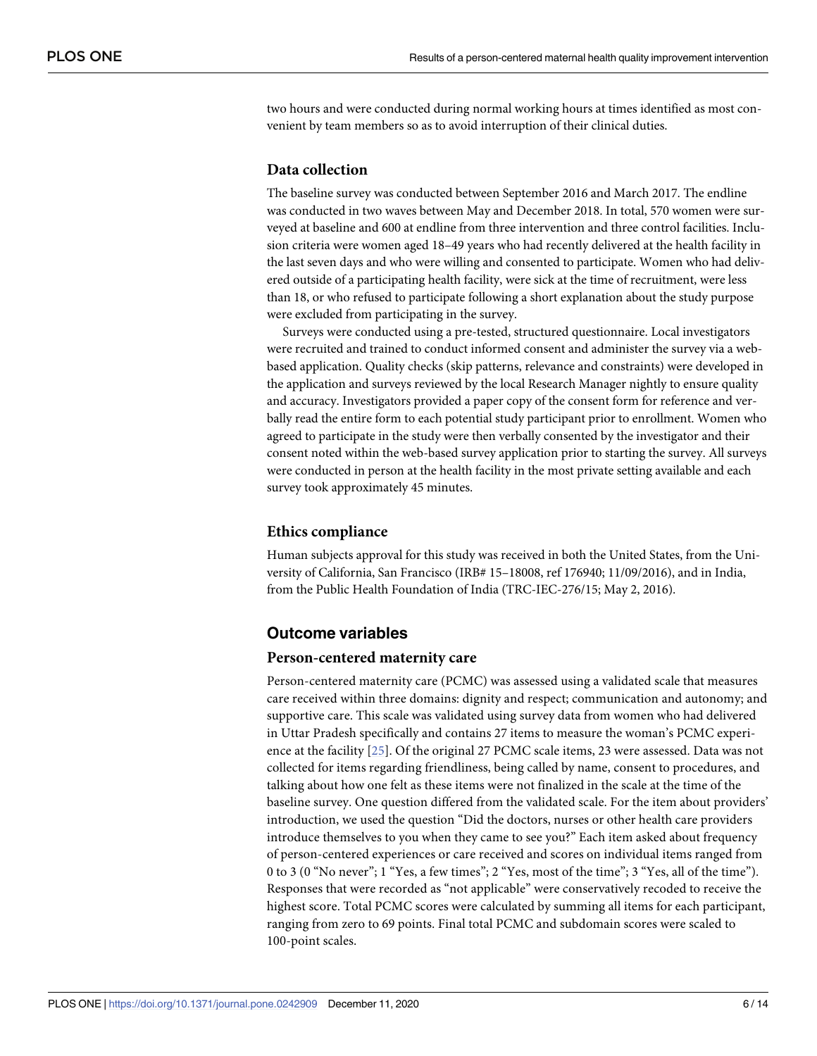two hours and were conducted during normal working hours at times identified as most convenient by team members so as to avoid interruption of their clinical duties.

### Data collection

The baseline survey was conducted between September 2016 and March 2017. The endline was conducted in two waves between May and December 2018. In total, 570 women were surveyed at baseline and 600 at endline from three intervention and three control facilities. Inclusion criteria were women aged 18–49 years who had recently delivered at the health facility in the last seven days and who were willing and consented to participate. Women who had delivered outside of a participating health facility, were sick at the time of recruitment, were less than 18, or who refused to participate following a short explanation about the study purpose were excluded from participating in the survey.

Surveys were conducted using a pre-tested, structured questionnaire. Local investigators were recruited and trained to conduct informed consent and administer the survey via a web-based application. Quality checks (skip patterns, relevance and constraints) were developed in the application and surveys reviewed by the local Research Manager nightly to ensure quality and accuracy. Investigators provided a paper copy of the consent form for reference and verbally read the entire form to each potential study participant prior to enrollment. Women who agreed to participate in the study were then verbally consented by the investigator and their consent noted within the web-based survey application prior to starting the survey. All surveys were conducted in person at the health facility in the most private setting available and each survey took approximately 45 minutes.

### Ethics compliance

Human subjects approval for this study was received in both the United States, from the University of California, San Francisco (IRB# 15–18008, ref 176940; 11/09/2016), and in India, from the Public Health Foundation of India (TRC-IEC-276/15; May 2, 2016).

## Outcome variables

### Person-centered maternity care

Person-centered maternity care (PCMC) was assessed using a validated scale that measures care received within three domains: dignity and respect; communication and autonomy; and supportive care. This scale was validated using survey data from women who had delivered in Uttar Pradesh specifically and contains 27 items to measure the woman's PCMC experience at the facility [25]. Of the original 27 PCMC scale items, 23 were assessed. Data was not collected for items regarding friendliness, being called by name, consent to procedures, and talking about how one felt as these items were not finalized in the scale at the time of the baseline survey. One question differed from the validated scale. For the item about providers' introduction, we used the question "Did the doctors, nurses or other health care providers introduce themselves to you when they came to see you?" Each item asked about frequency of person-centered experiences or care received and scores on individual items ranged from 0 to 3 (0 "No never"; 1 "Yes, a few times"; 2 "Yes, most of the time"; 3 "Yes, all of the time"). Responses that were recorded as "not applicable" were conservatively recoded to receive the highest score. Total PCMC scores were calculated by summing all items for each participant, ranging from zero to 69 points. Final total PCMC and subdomain scores were scaled to 100-point scales.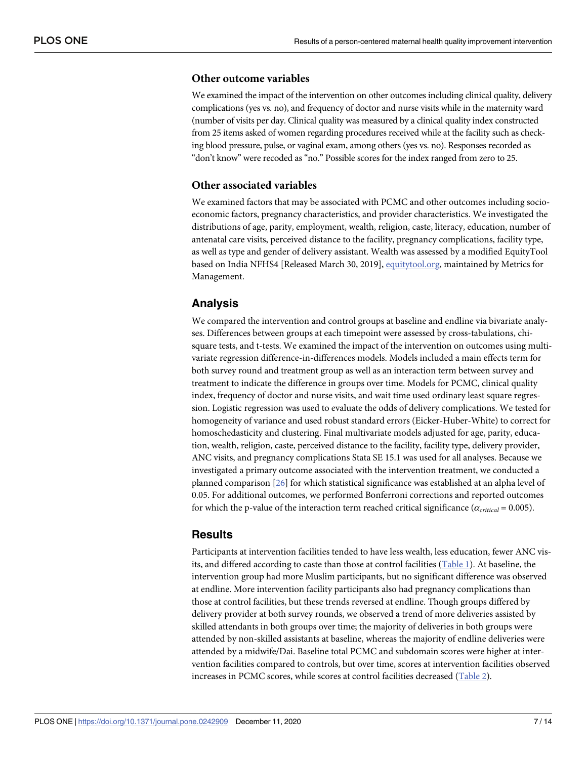### Other outcome variables

We examined the impact of the intervention on other outcomes including clinical quality, delivery complications (yes vs. no), and frequency of doctor and nurse visits while in the maternity ward (number of visits per day. Clinical quality was measured by a clinical quality index constructed from 25 items asked of women regarding procedures received while at the facility such as checking blood pressure, pulse, or vaginal exam, among others (yes vs. no). Responses recorded as "don't know" were recoded as "no." Possible scores for the index ranged from zero to 25.

### Other associated variables

We examined factors that may be associated with PCMC and other outcomes including socio-economic factors, pregnancy characteristics, and provider characteristics. We investigated the distributions of age, parity, employment, wealth, religion, caste, literacy, education, number of antenatal care visits, perceived distance to the facility, pregnancy complications, facility type, as well as type and gender of delivery assistant. Wealth was assessed by a modified EquityTool based on India NFHS4 [Released March 30, 2019], equitytool.org, maintained by Metrics for Management.

## Analysis

We compared the intervention and control groups at baseline and endline via bivariate analyses. Differences between groups at each timepoint were assessed by cross-tabulations, chi-square tests, and t-tests. We examined the impact of the intervention on outcomes using multivariate regression difference-in-differences models. Models included a main effects term for both survey round and treatment group as well as an interaction term between survey and treatment to indicate the difference in groups over time. Models for PCMC, clinical quality index, frequency of doctor and nurse visits, and wait time used ordinary least square regression. Logistic regression was used to evaluate the odds of delivery complications. We tested for homogeneity of variance and used robust standard errors (Eicker-Huber-White) to correct for homoschedasticity and clustering. Final multivariate models adjusted for age, parity, education, wealth, religion, caste, perceived distance to the facility, facility type, delivery provider, ANC visits, and pregnancy complications Stata SE 15.1 was used for all analyses. Because we investigated a primary outcome associated with the intervention treatment, we conducted a planned comparison [26] for which statistical significance was established at an alpha level of 0.05. For additional outcomes, we performed Bonferroni corrections and reported outcomes for which the p-value of the interaction term reached critical significance ($\alpha_{critical}$ = 0.005).

## Results

Participants at intervention facilities tended to have less wealth, less education, fewer ANC visits, and differed according to caste than those at control facilities (Table 1). At baseline, the intervention group had more Muslim participants, but no significant difference was observed at endline. More intervention facility participants also had pregnancy complications than those at control facilities, but these trends reversed at endline. Though groups differed by delivery provider at both survey rounds, we observed a trend of more deliveries assisted by skilled attendants in both groups over time; the majority of deliveries in both groups were attended by non-skilled assistants at baseline, whereas the majority of endline deliveries were attended by a midwife/Dai. Baseline total PCMC and subdomain scores were higher at intervention facilities compared to controls, but over time, scores at intervention facilities observed increases in PCMC scores, while scores at control facilities decreased (Table 2).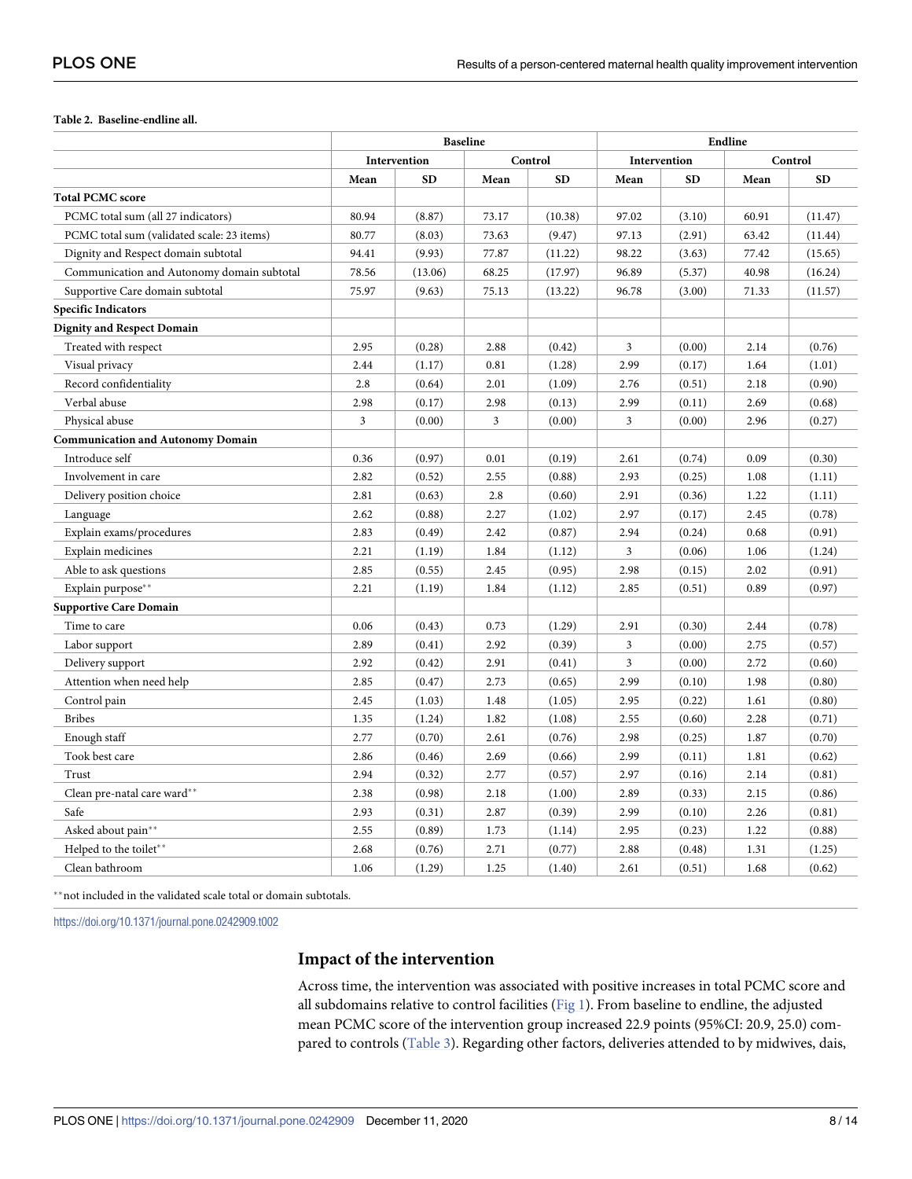**Table 2. Baseline-endline all.**

| | Baseline | | | | Endline | | | |
|---|---|---|---|---|---|---|---|---|
| | Intervention | | Control | | Intervention | | Control | |
| | Mean | SD | Mean | SD | Mean | SD | Mean | SD |
| **Total PCMC score** | | | | | | | | |
| PCMC total sum (all 27 indicators) | 80.94 | (8.87) | 73.17 | (10.38) | 97.02 | (3.10) | 60.91 | (11.47) |
| PCMC total sum (validated scale: 23 items) | 80.77 | (8.03) | 73.63 | (9.47) | 97.13 | (2.91) | 63.42 | (11.44) |
| Dignity and Respect domain subtotal | 94.41 | (9.93) | 77.87 | (11.22) | 98.22 | (3.63) | 77.42 | (15.65) |
| Communication and Autonomy domain subtotal | 78.56 | (13.06) | 68.25 | (17.97) | 96.89 | (5.37) | 40.98 | (16.24) |
| Supportive Care domain subtotal | 75.97 | (9.63) | 75.13 | (13.22) | 96.78 | (3.00) | 71.33 | (11.57) |
| **Specific Indicators** | | | | | | | | |
| **Dignity and Respect Domain** | | | | | | | | |
| Treated with respect | 2.95 | (0.28) | 2.88 | (0.42) | 3 | (0.00) | 2.14 | (0.76) |
| Visual privacy | 2.44 | (1.17) | 0.81 | (1.28) | 2.99 | (0.17) | 1.64 | (1.01) |
| Record confidentiality | 2.8 | (0.64) | 2.01 | (1.09) | 2.76 | (0.51) | 2.18 | (0.90) |
| Verbal abuse | 2.98 | (0.17) | 2.98 | (0.13) | 2.99 | (0.11) | 2.69 | (0.68) |
| Physical abuse | 3 | (0.00) | 3 | (0.00) | 3 | (0.00) | 2.96 | (0.27) |
| **Communication and Autonomy Domain** | | | | | | | | |
| Introduce self | 0.36 | (0.97) | 0.01 | (0.19) | 2.61 | (0.74) | 0.09 | (0.30) |
| Involvement in care | 2.82 | (0.52) | 2.55 | (0.88) | 2.93 | (0.25) | 1.08 | (1.11) |
| Delivery position choice | 2.81 | (0.63) | 2.8 | (0.60) | 2.91 | (0.36) | 1.22 | (1.11) |
| Language | 2.62 | (0.88) | 2.27 | (1.02) | 2.97 | (0.17) | 2.45 | (0.78) |
| Explain exams/procedures | 2.83 | (0.49) | 2.42 | (0.87) | 2.94 | (0.24) | 0.68 | (0.91) |
| Explain medicines | 2.21 | (1.19) | 1.84 | (1.12) | 3 | (0.06) | 1.06 | (1.24) |
| Able to ask questions | 2.85 | (0.55) | 2.45 | (0.95) | 2.98 | (0.15) | 2.02 | (0.91) |
| Explain purpose** | 2.21 | (1.19) | 1.84 | (1.12) | 2.85 | (0.51) | 0.89 | (0.97) |
| **Supportive Care Domain** | | | | | | | | |
| Time to care | 0.06 | (0.43) | 0.73 | (1.29) | 2.91 | (0.30) | 2.44 | (0.78) |
| Labor support | 2.89 | (0.41) | 2.92 | (0.39) | 3 | (0.00) | 2.75 | (0.57) |
| Delivery support | 2.92 | (0.42) | 2.91 | (0.41) | 3 | (0.00) | 2.72 | (0.60) |
| Attention when need help | 2.85 | (0.47) | 2.73 | (0.65) | 2.99 | (0.10) | 1.98 | (0.80) |
| Control pain | 2.45 | (1.03) | 1.48 | (1.05) | 2.95 | (0.22) | 1.61 | (0.80) |
| Bribes | 1.35 | (1.24) | 1.82 | (1.08) | 2.55 | (0.60) | 2.28 | (0.71) |
| Enough staff | 2.77 | (0.70) | 2.61 | (0.76) | 2.98 | (0.25) | 1.87 | (0.70) |
| Took best care | 2.86 | (0.46) | 2.69 | (0.66) | 2.99 | (0.11) | 1.81 | (0.62) |
| Trust | 2.94 | (0.32) | 2.77 | (0.57) | 2.97 | (0.16) | 2.14 | (0.81) |
| Clean pre-natal care ward** | 2.38 | (0.98) | 2.18 | (1.00) | 2.89 | (0.33) | 2.15 | (0.86) |
| Safe | 2.93 | (0.31) | 2.87 | (0.39) | 2.99 | (0.10) | 2.26 | (0.81) |
| Asked about pain** | 2.55 | (0.89) | 1.73 | (1.14) | 2.95 | (0.23) | 1.22 | (0.88) |
| Helped to the toilet** | 2.68 | (0.76) | 2.71 | (0.77) | 2.88 | (0.48) | 1.31 | (1.25) |
| Clean bathroom | 1.06 | (1.29) | 1.25 | (1.40) | 2.61 | (0.51) | 1.68 | (0.62) |

**not included in the validated scale total or domain subtotals.

https://doi.org/10.1371/journal.pone.0242909.t002

## Impact of the intervention

Across time, the intervention was associated with positive increases in total PCMC score and all subdomains relative to control facilities (Fig 1). From baseline to endline, the adjusted mean PCMC score of the intervention group increased 22.9 points (95%CI: 20.9, 25.0) compared to controls (Table 3). Regarding other factors, deliveries attended to by midwives, dais,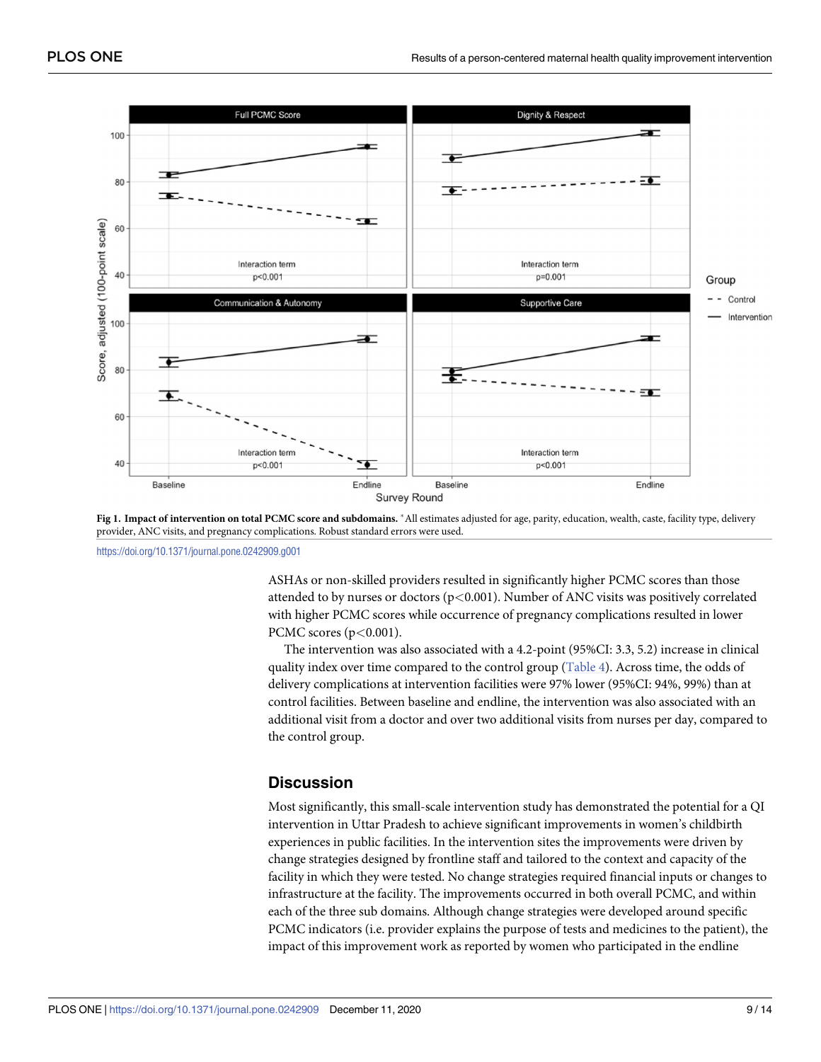**Fig 1. Impact of intervention on total PCMC score and subdomains.** *All estimates adjusted for age, parity, education, wealth, caste, facility type, delivery provider, ANC visits, and pregnancy complications. Robust standard errors were used.

https://doi.org/10.1371/journal.pone.0242909.g001

ASHAs or non-skilled providers resulted in significantly higher PCMC scores than those attended to by nurses or doctors ($p<0.001$). Number of ANC visits was positively correlated with higher PCMC scores while occurrence of pregnancy complications resulted in lower PCMC scores ($p<0.001$).

The intervention was also associated with a 4.2-point (95%CI: 3.3, 5.2) increase in clinical quality index over time compared to the control group (Table 4). Across time, the odds of delivery complications at intervention facilities were 97% lower (95%CI: 94%, 99%) than at control facilities. Between baseline and endline, the intervention was also associated with an additional visit from a doctor and over two additional visits from nurses per day, compared to the control group.

## Discussion

Most significantly, this small-scale intervention study has demonstrated the potential for a QI intervention in Uttar Pradesh to achieve significant improvements in women's childbirth experiences in public facilities. In the intervention sites the improvements were driven by change strategies designed by frontline staff and tailored to the context and capacity of the facility in which they were tested. No change strategies required financial inputs or changes to infrastructure at the facility. The improvements occurred in both overall PCMC, and within each of the three sub domains. Although change strategies were developed around specific PCMC indicators (i.e. provider explains the purpose of tests and medicines to the patient), the impact of this improvement work as reported by women who participated in the endline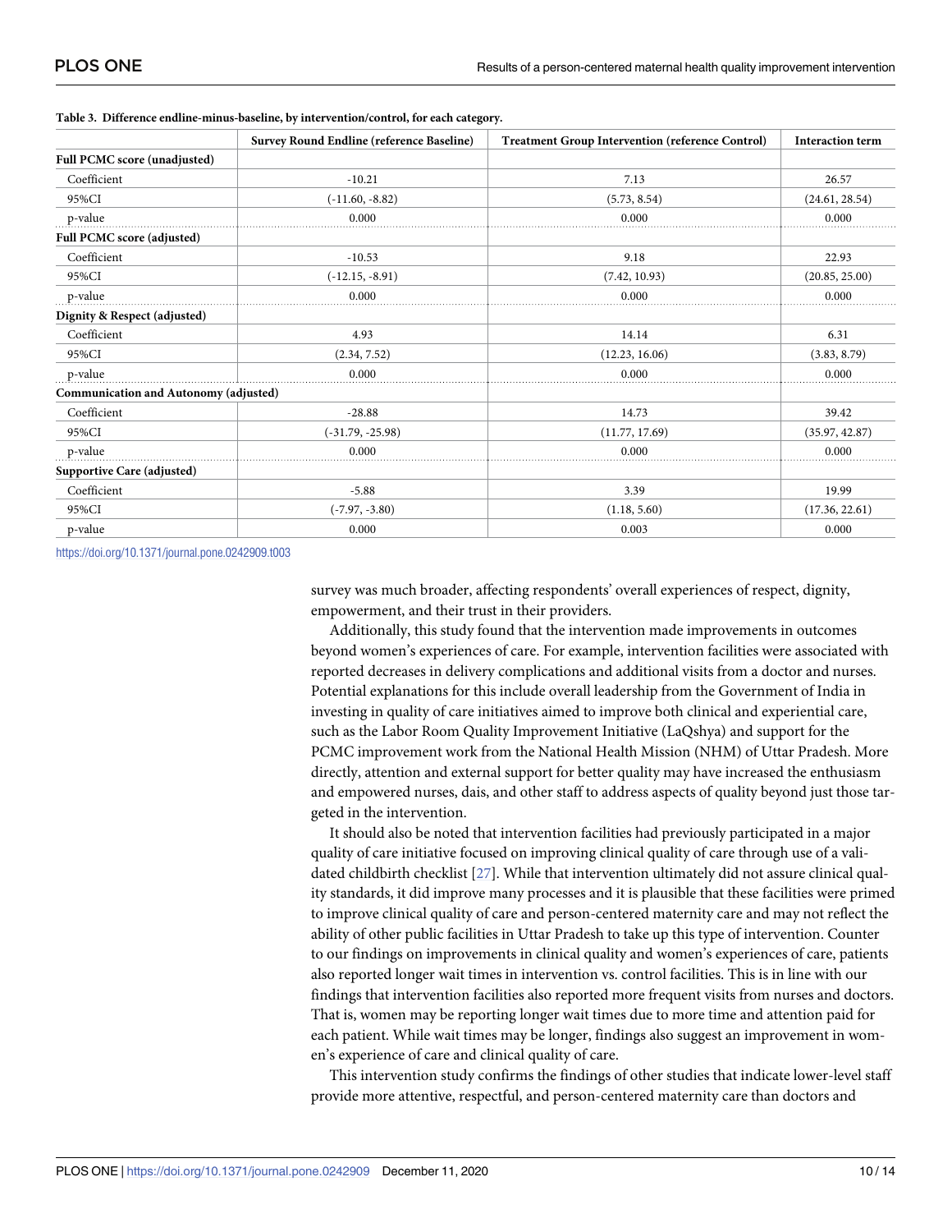**Table 3. Difference endline-minus-baseline, by intervention/control, for each category.**

| | Survey Round Endline (reference Baseline) | Treatment Group Intervention (reference Control) | Interaction term |
|---|---|---|---|
| **Full PCMC score (unadjusted)** | | | |
| Coefficient | -10.21 | 7.13 | 26.57 |
| 95%CI | (-11.60, -8.82) | (5.73, 8.54) | (24.61, 28.54) |
| p-value | 0.000 | 0.000 | 0.000 |
| **Full PCMC score (adjusted)** | | | |
| Coefficient | -10.53 | 9.18 | 22.93 |
| 95%CI | (-12.15, -8.91) | (7.42, 10.93) | (20.85, 25.00) |
| p-value | 0.000 | 0.000 | 0.000 |
| **Dignity & Respect (adjusted)** | | | |
| Coefficient | 4.93 | 14.14 | 6.31 |
| 95%CI | (2.34, 7.52) | (12.23, 16.06) | (3.83, 8.79) |
| p-value | 0.000 | 0.000 | 0.000 |
| **Communication and Autonomy (adjusted)** | | | |
| Coefficient | -28.88 | 14.73 | 39.42 |
| 95%CI | (-31.79, -25.98) | (11.77, 17.69) | (35.97, 42.87) |
| p-value | 0.000 | 0.000 | 0.000 |
| **Supportive Care (adjusted)** | | | |
| Coefficient | -5.88 | 3.39 | 19.99 |
| 95%CI | (-7.97, -3.80) | (1.18, 5.60) | (17.36, 22.61) |
| p-value | 0.000 | 0.003 | 0.000 |

https://doi.org/10.1371/journal.pone.0242909.t003

survey was much broader, affecting respondents' overall experiences of respect, dignity, empowerment, and their trust in their providers.

Additionally, this study found that the intervention made improvements in outcomes beyond women's experiences of care. For example, intervention facilities were associated with reported decreases in delivery complications and additional visits from a doctor and nurses. Potential explanations for this include overall leadership from the Government of India in investing in quality of care initiatives aimed to improve both clinical and experiential care, such as the Labor Room Quality Improvement Initiative (LaQshya) and support for the PCMC improvement work from the National Health Mission (NHM) of Uttar Pradesh. More directly, attention and external support for better quality may have increased the enthusiasm and empowered nurses, dais, and other staff to address aspects of quality beyond just those targeted in the intervention.

It should also be noted that intervention facilities had previously participated in a major quality of care initiative focused on improving clinical quality of care through use of a validated childbirth checklist [27]. While that intervention ultimately did not assure clinical quality standards, it did improve many processes and it is plausible that these facilities were primed to improve clinical quality of care and person-centered maternity care and may not reflect the ability of other public facilities in Uttar Pradesh to take up this type of intervention. Counter to our findings on improvements in clinical quality and women's experiences of care, patients also reported longer wait times in intervention vs. control facilities. This is in line with our findings that intervention facilities also reported more frequent visits from nurses and doctors. That is, women may be reporting longer wait times due to more time and attention paid for each patient. While wait times may be longer, findings also suggest an improvement in women's experience of care and clinical quality of care.

This intervention study confirms the findings of other studies that indicate lower-level staff provide more attentive, respectful, and person-centered maternity care than doctors and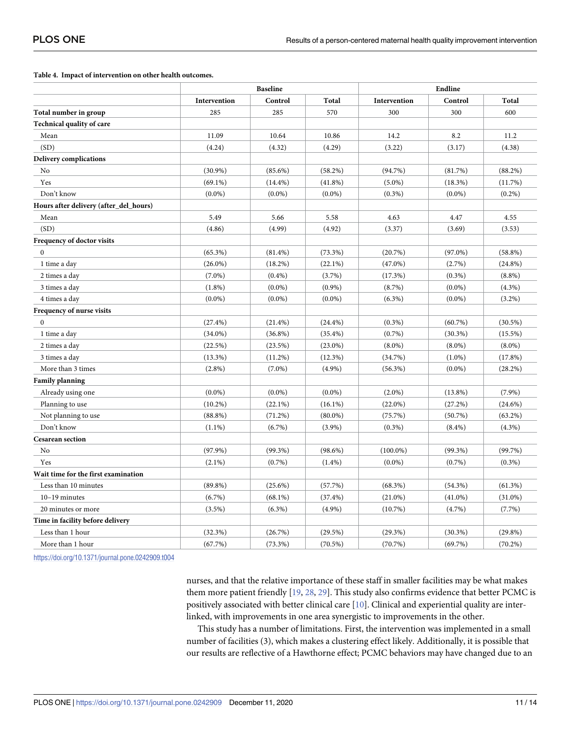**Table 4. Impact of intervention on other health outcomes.**

| | Baseline | | | Endline | | |
|---|---|---|---|---|---|---|
| | Intervention | Control | Total | Intervention | Control | Total |
| **Total number in group** | 285 | 285 | 570 | 300 | 300 | 600 |
| **Technical quality of care** | | | | | | |
| Mean | 11.09 | 10.64 | 10.86 | 14.2 | 8.2 | 11.2 |
| (SD) | (4.24) | (4.32) | (4.29) | (3.22) | (3.17) | (4.38) |
| **Delivery complications** | | | | | | |
| No | (30.9%) | (85.6%) | (58.2%) | (94.7%) | (81.7%) | (88.2%) |
| Yes | (69.1%) | (14.4%) | (41.8%) | (5.0%) | (18.3%) | (11.7%) |
| Don't know | (0.0%) | (0.0%) | (0.0%) | (0.3%) | (0.0%) | (0.2%) |
| **Hours after delivery (after_del_hours)** | | | | | | |
| Mean | 5.49 | 5.66 | 5.58 | 4.63 | 4.47 | 4.55 |
| (SD) | (4.86) | (4.99) | (4.92) | (3.37) | (3.69) | (3.53) |
| **Frequency of doctor visits** | | | | | | |
| 0 | (65.3%) | (81.4%) | (73.3%) | (20.7%) | (97.0%) | (58.8%) |
| 1 time a day | (26.0%) | (18.2%) | (22.1%) | (47.0%) | (2.7%) | (24.8%) |
| 2 times a day | (7.0%) | (0.4%) | (3.7%) | (17.3%) | (0.3%) | (8.8%) |
| 3 times a day | (1.8%) | (0.0%) | (0.9%) | (8.7%) | (0.0%) | (4.3%) |
| 4 times a day | (0.0%) | (0.0%) | (0.0%) | (6.3%) | (0.0%) | (3.2%) |
| **Frequency of nurse visits** | | | | | | |
| 0 | (27.4%) | (21.4%) | (24.4%) | (0.3%) | (60.7%) | (30.5%) |
| 1 time a day | (34.0%) | (36.8%) | (35.4%) | (0.7%) | (30.3%) | (15.5%) |
| 2 times a day | (22.5%) | (23.5%) | (23.0%) | (8.0%) | (8.0%) | (8.0%) |
| 3 times a day | (13.3%) | (11.2%) | (12.3%) | (34.7%) | (1.0%) | (17.8%) |
| More than 3 times | (2.8%) | (7.0%) | (4.9%) | (56.3%) | (0.0%) | (28.2%) |
| **Family planning** | | | | | | |
| Already using one | (0.0%) | (0.0%) | (0.0%) | (2.0%) | (13.8%) | (7.9%) |
| Planning to use | (10.2%) | (22.1%) | (16.1%) | (22.0%) | (27.2%) | (24.6%) |
| Not planning to use | (88.8%) | (71.2%) | (80.0%) | (75.7%) | (50.7%) | (63.2%) |
| Don't know | (1.1%) | (6.7%) | (3.9%) | (0.3%) | (8.4%) | (4.3%) |
| **Cesarean section** | | | | | | |
| No | (97.9%) | (99.3%) | (98.6%) | (100.0%) | (99.3%) | (99.7%) |
| Yes | (2.1%) | (0.7%) | (1.4%) | (0.0%) | (0.7%) | (0.3%) |
| **Wait time for the first examination** | | | | | | |
| Less than 10 minutes | (89.8%) | (25.6%) | (57.7%) | (68.3%) | (54.3%) | (61.3%) |
| 10–19 minutes | (6.7%) | (68.1%) | (37.4%) | (21.0%) | (41.0%) | (31.0%) |
| 20 minutes or more | (3.5%) | (6.3%) | (4.9%) | (10.7%) | (4.7%) | (7.7%) |
| **Time in facility before delivery** | | | | | | |
| Less than 1 hour | (32.3%) | (26.7%) | (29.5%) | (29.3%) | (30.3%) | (29.8%) |
| More than 1 hour | (67.7%) | (73.3%) | (70.5%) | (70.7%) | (69.7%) | (70.2%) |

https://doi.org/10.1371/journal.pone.0242909.t004

nurses, and that the relative importance of these staff in smaller facilities may be what makes them more patient friendly [19, 28, 29]. This study also confirms evidence that better PCMC is positively associated with better clinical care [10]. Clinical and experiential quality are interlinked, with improvements in one area synergistic to improvements in the other.

This study has a number of limitations. First, the intervention was implemented in a small number of facilities (3), which makes a clustering effect likely. Additionally, it is possible that our results are reflective of a Hawthorne effect; PCMC behaviors may have changed due to an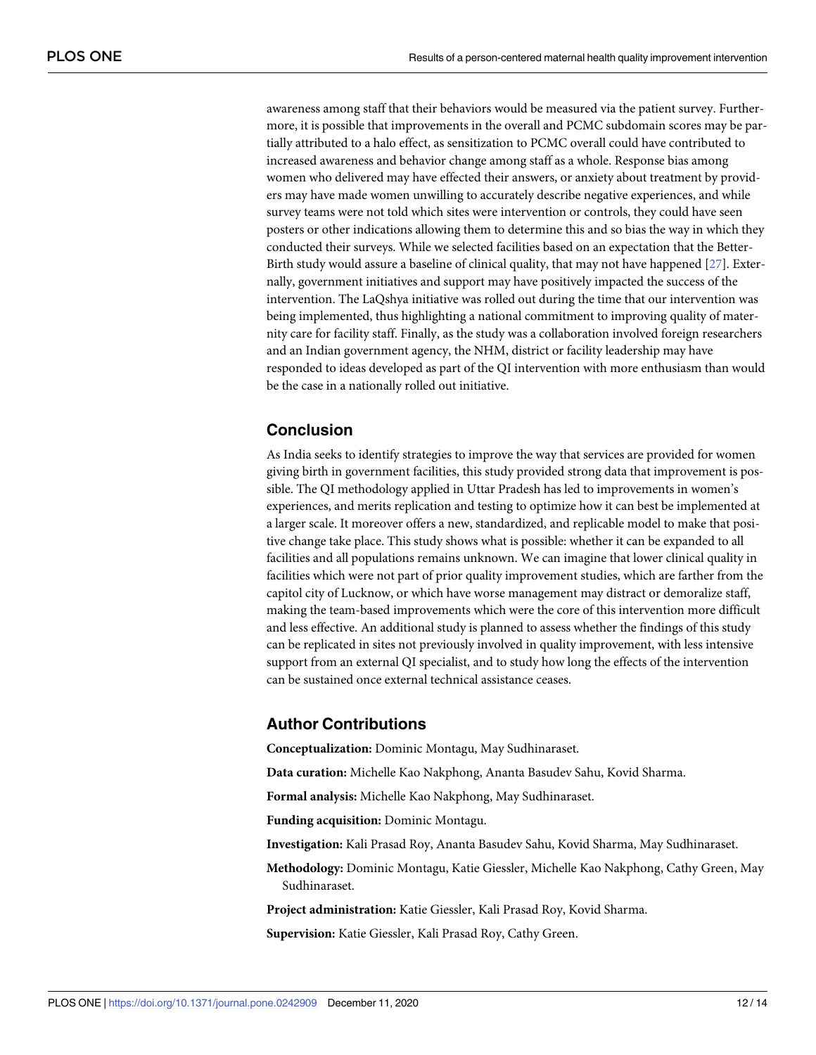awareness among staff that their behaviors would be measured via the patient survey. Furthermore, it is possible that improvements in the overall and PCMC subdomain scores may be partially attributed to a halo effect, as sensitization to PCMC overall could have contributed to increased awareness and behavior change among staff as a whole. Response bias among women who delivered may have effected their answers, or anxiety about treatment by providers may have made women unwilling to accurately describe negative experiences, and while survey teams were not told which sites were intervention or controls, they could have seen posters or other indications allowing them to determine this and so bias the way in which they conducted their surveys. While we selected facilities based on an expectation that the BetterBirth study would assure a baseline of clinical quality, that may not have happened [27]. Externally, government initiatives and support may have positively impacted the success of the intervention. The LaQshya initiative was rolled out during the time that our intervention was being implemented, thus highlighting a national commitment to improving quality of maternity care for facility staff. Finally, as the study was a collaboration involved foreign researchers and an Indian government agency, the NHM, district or facility leadership may have responded to ideas developed as part of the QI intervention with more enthusiasm than would be the case in a nationally rolled out initiative.

## Conclusion

As India seeks to identify strategies to improve the way that services are provided for women giving birth in government facilities, this study provided strong data that improvement is possible. The QI methodology applied in Uttar Pradesh has led to improvements in women's experiences, and merits replication and testing to optimize how it can best be implemented at a larger scale. It moreover offers a new, standardized, and replicable model to make that positive change take place. This study shows what is possible: whether it can be expanded to all facilities and all populations remains unknown. We can imagine that lower clinical quality in facilities which were not part of prior quality improvement studies, which are farther from the capitol city of Lucknow, or which have worse management may distract or demoralize staff, making the team-based improvements which were the core of this intervention more difficult and less effective. An additional study is planned to assess whether the findings of this study can be replicated in sites not previously involved in quality improvement, with less intensive support from an external QI specialist, and to study how long the effects of the intervention can be sustained once external technical assistance ceases.

## Author Contributions

**Conceptualization:** Dominic Montagu, May Sudhinaraset.

**Data curation:** Michelle Kao Nakphong, Ananta Basudev Sahu, Kovid Sharma.

**Formal analysis:** Michelle Kao Nakphong, May Sudhinaraset.

**Funding acquisition:** Dominic Montagu.

**Investigation:** Kali Prasad Roy, Ananta Basudev Sahu, Kovid Sharma, May Sudhinaraset.

**Methodology:** Dominic Montagu, Katie Giessler, Michelle Kao Nakphong, Cathy Green, May Sudhinaraset.

**Project administration:** Katie Giessler, Kali Prasad Roy, Kovid Sharma.

**Supervision:** Katie Giessler, Kali Prasad Roy, Cathy Green.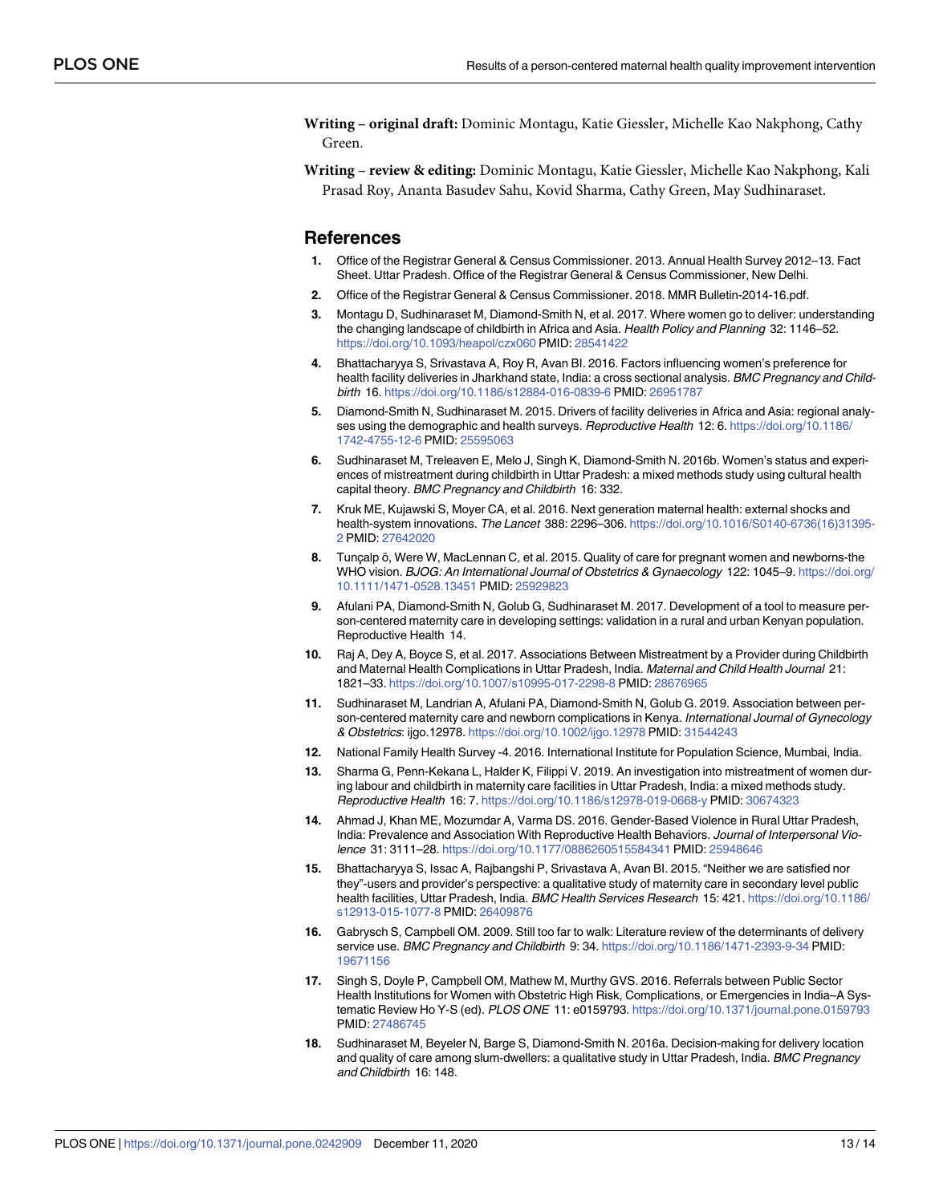**Writing – original draft:** Dominic Montagu, Katie Giessler, Michelle Kao Nakphong, Cathy Green.

**Writing – review & editing:** Dominic Montagu, Katie Giessler, Michelle Kao Nakphong, Kali Prasad Roy, Ananta Basudev Sahu, Kovid Sharma, Cathy Green, May Sudhinaraset.

## References

1. Office of the Registrar General & Census Commissioner. 2013. Annual Health Survey 2012–13. Fact Sheet. Uttar Pradesh. Office of the Registrar General & Census Commissioner, New Delhi.
2. Office of the Registrar General & Census Commissioner. 2018. MMR Bulletin-2014-16.pdf.
3. Montagu D, Sudhinaraset M, Diamond-Smith N, et al. 2017. Where women go to deliver: understanding the changing landscape of childbirth in Africa and Asia. *Health Policy and Planning* 32: 1146–52. https://doi.org/10.1093/heapol/czx060 PMID: 28541422
4. Bhattacharyya S, Srivastava A, Roy R, Avan BI. 2016. Factors influencing women's preference for health facility deliveries in Jharkhand state, India: a cross sectional analysis. *BMC Pregnancy and Childbirth* 16. https://doi.org/10.1186/s12884-016-0839-6 PMID: 26951787
5. Diamond-Smith N, Sudhinaraset M. 2015. Drivers of facility deliveries in Africa and Asia: regional analyses using the demographic and health surveys. *Reproductive Health* 12: 6. https://doi.org/10.1186/1742-4755-12-6 PMID: 25595063
6. Sudhinaraset M, Treleaven E, Melo J, Singh K, Diamond-Smith N. 2016b. Women's status and experiences of mistreatment during childbirth in Uttar Pradesh: a mixed methods study using cultural health capital theory. *BMC Pregnancy and Childbirth* 16: 332.
7. Kruk ME, Kujawski S, Moyer CA, et al. 2016. Next generation maternal health: external shocks and health-system innovations. *The Lancet* 388: 2296–306. https://doi.org/10.1016/S0140-6736(16)31395-2 PMID: 27642020
8. Tunçalp ö, Were W, MacLennan C, et al. 2015. Quality of care for pregnant women and newborns-the WHO vision. *BJOG: An International Journal of Obstetrics & Gynaecology* 122: 1045–9. https://doi.org/10.1111/1471-0528.13451 PMID: 25929823
9. Afulani PA, Diamond-Smith N, Golub G, Sudhinaraset M. 2017. Development of a tool to measure person-centered maternity care in developing settings: validation in a rural and urban Kenyan population. Reproductive Health 14.
10. Raj A, Dey A, Boyce S, et al. 2017. Associations Between Mistreatment by a Provider during Childbirth and Maternal Health Complications in Uttar Pradesh, India. *Maternal and Child Health Journal* 21: 1821–33. https://doi.org/10.1007/s10995-017-2298-8 PMID: 28676965
11. Sudhinaraset M, Landrian A, Afulani PA, Diamond-Smith N, Golub G. 2019. Association between person-centered maternity care and newborn complications in Kenya. *International Journal of Gynecology & Obstetrics*: ijgo.12978. https://doi.org/10.1002/ijgo.12978 PMID: 31544243
12. National Family Health Survey -4. 2016. International Institute for Population Science, Mumbai, India.
13. Sharma G, Penn-Kekana L, Halder K, Filippi V. 2019. An investigation into mistreatment of women during labour and childbirth in maternity care facilities in Uttar Pradesh, India: a mixed methods study. *Reproductive Health* 16: 7. https://doi.org/10.1186/s12978-019-0668-y PMID: 30674323
14. Ahmad J, Khan ME, Mozumdar A, Varma DS. 2016. Gender-Based Violence in Rural Uttar Pradesh, India: Prevalence and Association With Reproductive Health Behaviors. *Journal of Interpersonal Violence* 31: 3111–28. https://doi.org/10.1177/0886260515584341 PMID: 25948646
15. Bhattacharyya S, Issac A, Rajbangshi P, Srivastava A, Avan BI. 2015. "Neither we are satisfied nor they"-users and provider's perspective: a qualitative study of maternity care in secondary level public health facilities, Uttar Pradesh, India. *BMC Health Services Research* 15: 421. https://doi.org/10.1186/s12913-015-1077-8 PMID: 26409876
16. Gabrysch S, Campbell OM. 2009. Still too far to walk: Literature review of the determinants of delivery service use. *BMC Pregnancy and Childbirth* 9: 34. https://doi.org/10.1186/1471-2393-9-34 PMID: 19671156
17. Singh S, Doyle P, Campbell OM, Mathew M, Murthy GVS. 2016. Referrals between Public Sector Health Institutions for Women with Obstetric High Risk, Complications, or Emergencies in India–A Systematic Review Ho Y-S (ed). *PLOS ONE* 11: e0159793. https://doi.org/10.1371/journal.pone.0159793 PMID: 27486745
18. Sudhinaraset M, Beyeler N, Barge S, Diamond-Smith N. 2016a. Decision-making for delivery location and quality of care among slum-dwellers: a qualitative study in Uttar Pradesh, India. *BMC Pregnancy and Childbirth* 16: 148.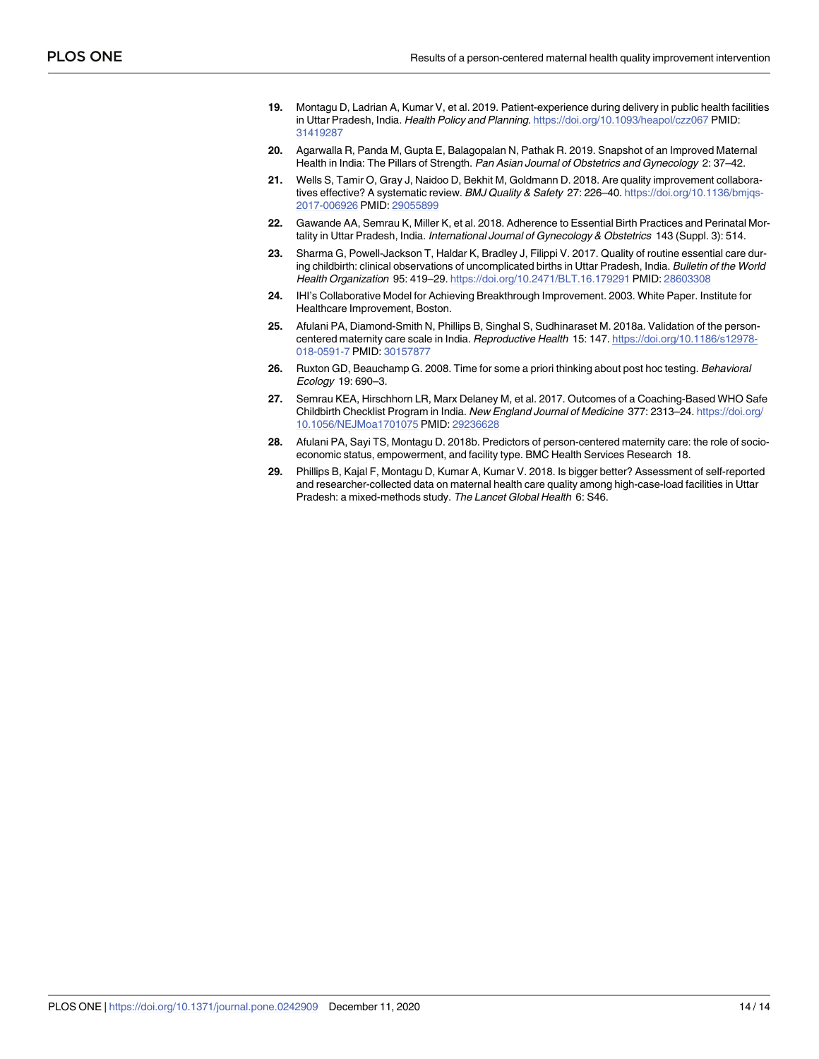19. Montagu D, Ladrian A, Kumar V, et al. 2019. Patient-experience during delivery in public health facilities in Uttar Pradesh, India. *Health Policy and Planning*. https://doi.org/10.1093/heapol/czz067 PMID: 31419287

20. Agarwalla R, Panda M, Gupta E, Balagopalan N, Pathak R. 2019. Snapshot of an Improved Maternal Health in India: The Pillars of Strength. *Pan Asian Journal of Obstetrics and Gynecology* 2: 37–42.

21. Wells S, Tamir O, Gray J, Naidoo D, Bekhit M, Goldmann D. 2018. Are quality improvement collaboratives effective? A systematic review. *BMJ Quality & Safety* 27: 226–40. https://doi.org/10.1136/bmjqs-2017-006926 PMID: 29055899

22. Gawande AA, Semrau K, Miller K, et al. 2018. Adherence to Essential Birth Practices and Perinatal Mortality in Uttar Pradesh, India. *International Journal of Gynecology & Obstetrics* 143 (Suppl. 3): 514.

23. Sharma G, Powell-Jackson T, Haldar K, Bradley J, Filippi V. 2017. Quality of routine essential care during childbirth: clinical observations of uncomplicated births in Uttar Pradesh, India. *Bulletin of the World Health Organization* 95: 419–29. https://doi.org/10.2471/BLT.16.179291 PMID: 28603308

24. IHI's Collaborative Model for Achieving Breakthrough Improvement. 2003. White Paper. Institute for Healthcare Improvement, Boston.

25. Afulani PA, Diamond-Smith N, Phillips B, Singhal S, Sudhinaraset M. 2018a. Validation of the person-centered maternity care scale in India. *Reproductive Health* 15: 147. https://doi.org/10.1186/s12978-018-0591-7 PMID: 30157877

26. Ruxton GD, Beauchamp G. 2008. Time for some a priori thinking about post hoc testing. *Behavioral Ecology* 19: 690–3.

27. Semrau KEA, Hirschhorn LR, Marx Delaney M, et al. 2017. Outcomes of a Coaching-Based WHO Safe Childbirth Checklist Program in India. *New England Journal of Medicine* 377: 2313–24. https://doi.org/10.1056/NEJMoa1701075 PMID: 29236628

28. Afulani PA, Sayi TS, Montagu D. 2018b. Predictors of person-centered maternity care: the role of socioeconomic status, empowerment, and facility type. BMC Health Services Research 18.

29. Phillips B, Kajal F, Montagu D, Kumar A, Kumar V. 2018. Is bigger better? Assessment of self-reported and researcher-collected data on maternal health care quality among high-case-load facilities in Uttar Pradesh: a mixed-methods study. *The Lancet Global Health* 6: S46.